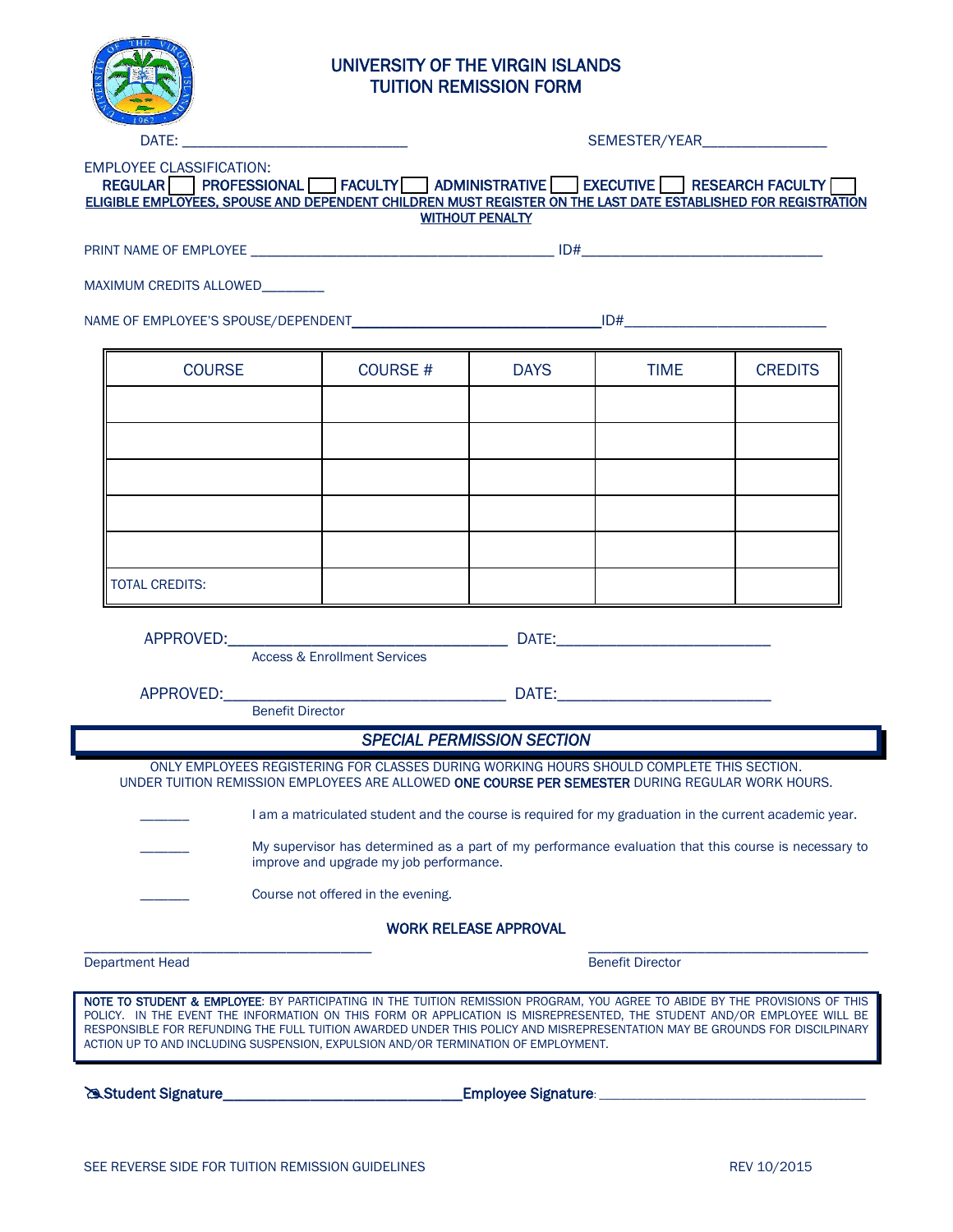# UNIVERSITY OF THE VIRGIN ISLANDS
## TUITION REMISSION FORM

DATE: ____________________________ SEMESTER/YEAR________________

EMPLOYEE CLASSIFICATION:

REGULAR ☐ PROFESSIONAL ☐ FACULTY ☐ ADMINISTRATIVE ☐ EXECUTIVE ☐ RESEARCH FACULTY ☐

**ELIGIBLE EMPLOYEES, SPOUSE AND DEPENDENT CHILDREN MUST REGISTER ON THE LAST DATE ESTABLISHED FOR REGISTRATION WITHOUT PENALTY**

PRINT NAME OF EMPLOYEE ________________________________________ ID#________________________________

MAXIMUM CREDITS ALLOWED________

NAME OF EMPLOYEE'S SPOUSE/DEPENDENT________________________________ID#__________________________

| COURSE | COURSE # | DAYS | TIME | CREDITS |
|---|---|---|---|---|
| | | | | |
| | | | | |
| | | | | |
| | | | | |
| | | | | |
| TOTAL CREDITS: | | | | |

APPROVED:__________________________________ DATE:__________________________
Access & Enrollment Services

APPROVED:__________________________________ DATE:__________________________
Benefit Director

## *SPECIAL PERMISSION SECTION*

ONLY EMPLOYEES REGISTERING FOR CLASSES DURING WORKING HOURS SHOULD COMPLETE THIS SECTION. UNDER TUITION REMISSION EMPLOYEES ARE ALLOWED **ONE COURSE PER SEMESTER** DURING REGULAR WORK HOURS.

_______ I am a matriculated student and the course is required for my graduation in the current academic year.

_______ My supervisor has determined as a part of my performance evaluation that this course is necessary to improve and upgrade my job performance.

_______ Course not offered in the evening.

### WORK RELEASE APPROVAL

_______________________________________ _______________________________________
Department Head Benefit Director

**NOTE TO STUDENT & EMPLOYEE:** BY PARTICIPATING IN THE TUITION REMISSION PROGRAM, YOU AGREE TO ABIDE BY THE PROVISIONS OF THIS POLICY. IN THE EVENT THE INFORMATION ON THIS FORM OR APPLICATION IS MISREPRESENTED, THE STUDENT AND/OR EMPLOYEE WILL BE RESPONSIBLE FOR REFUNDING THE FULL TUITION AWARDED UNDER THIS POLICY AND MISREPRESENTATION MAY BE GROUNDS FOR DISCILPINARY ACTION UP TO AND INCLUDING SUSPENSION, EXPULSION AND/OR TERMINATION OF EMPLOYMENT.

**Student Signature**______________________________**Employee Signature**: ____________________________________

SEE REVERSE SIDE FOR TUITION REMISSION GUIDELINES REV 10/2015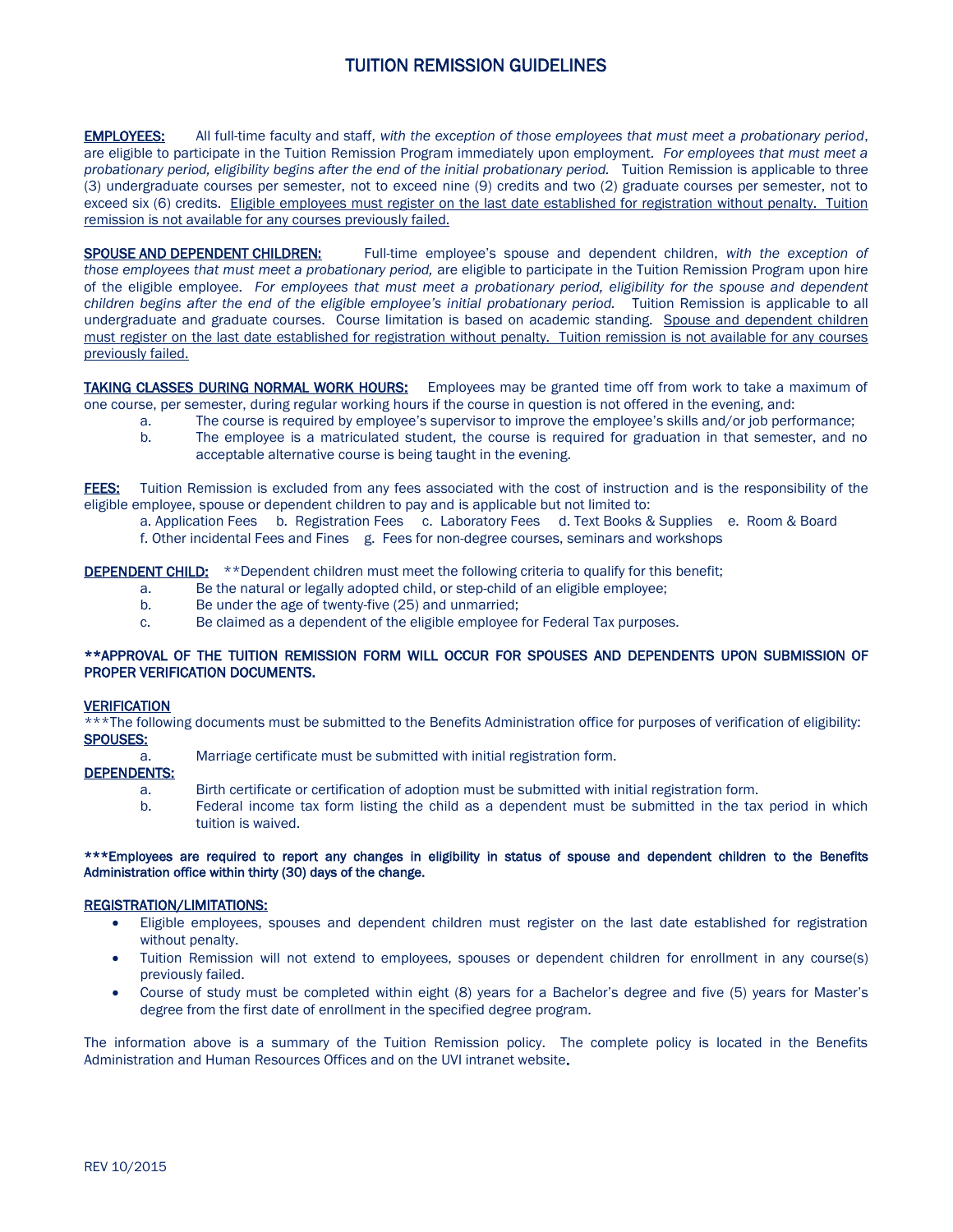# TUITION REMISSION GUIDELINES

**EMPLOYEES:** All full-time faculty and staff, *with the exception of those employees that must meet a probationary period*, are eligible to participate in the Tuition Remission Program immediately upon employment. *For employees that must meet a probationary period, eligibility begins after the end of the initial probationary period.* Tuition Remission is applicable to three (3) undergraduate courses per semester, not to exceed nine (9) credits and two (2) graduate courses per semester, not to exceed six (6) credits. <u>Eligible employees must register on the last date established for registration without penalty. Tuition remission is not available for any courses previously failed.</u>

**SPOUSE AND DEPENDENT CHILDREN:** Full-time employee's spouse and dependent children, *with the exception of those employees that must meet a probationary period,* are eligible to participate in the Tuition Remission Program upon hire of the eligible employee. *For employees that must meet a probationary period, eligibility for the spouse and dependent children begins after the end of the eligible employee's initial probationary period.* Tuition Remission is applicable to all undergraduate and graduate courses. Course limitation is based on academic standing. <u>Spouse and dependent children must register on the last date established for registration without penalty. Tuition remission is not available for any courses previously failed.</u>

**TAKING CLASSES DURING NORMAL WORK HOURS:** Employees may be granted time off from work to take a maximum of one course, per semester, during regular working hours if the course in question is not offered in the evening, and:

a. The course is required by employee's supervisor to improve the employee's skills and/or job performance;
b. The employee is a matriculated student, the course is required for graduation in that semester, and no acceptable alternative course is being taught in the evening.

**FEES:** Tuition Remission is excluded from any fees associated with the cost of instruction and is the responsibility of the eligible employee, spouse or dependent children to pay and is applicable but not limited to:

a. Application Fees b. Registration Fees c. Laboratory Fees d. Text Books & Supplies e. Room & Board
f. Other incidental Fees and Fines g. Fees for non-degree courses, seminars and workshops

**DEPENDENT CHILD:** **Dependent children must meet the following criteria to qualify for this benefit;

a. Be the natural or legally adopted child, or step-child of an eligible employee;
b. Be under the age of twenty-five (25) and unmarried;
c. Be claimed as a dependent of the eligible employee for Federal Tax purposes.

****APPROVAL OF THE TUITION REMISSION FORM WILL OCCUR FOR SPOUSES AND DEPENDENTS UPON SUBMISSION OF PROPER VERIFICATION DOCUMENTS.**

**VERIFICATION**

***The following documents must be submitted to the Benefits Administration office for purposes of verification of eligibility:

**SPOUSES:**

a. Marriage certificate must be submitted with initial registration form.

**DEPENDENTS:**

a. Birth certificate or certification of adoption must be submitted with initial registration form.
b. Federal income tax form listing the child as a dependent must be submitted in the tax period in which tuition is waived.

*****Employees are required to report any changes in eligibility in status of spouse and dependent children to the Benefits Administration office within thirty (30) days of the change.**

**REGISTRATION/LIMITATIONS:**

- Eligible employees, spouses and dependent children must register on the last date established for registration without penalty.
- Tuition Remission will not extend to employees, spouses or dependent children for enrollment in any course(s) previously failed.
- Course of study must be completed within eight (8) years for a Bachelor's degree and five (5) years for Master's degree from the first date of enrollment in the specified degree program.

The information above is a summary of the Tuition Remission policy. The complete policy is located in the Benefits Administration and Human Resources Offices and on the UVI intranet website.

REV 10/2015